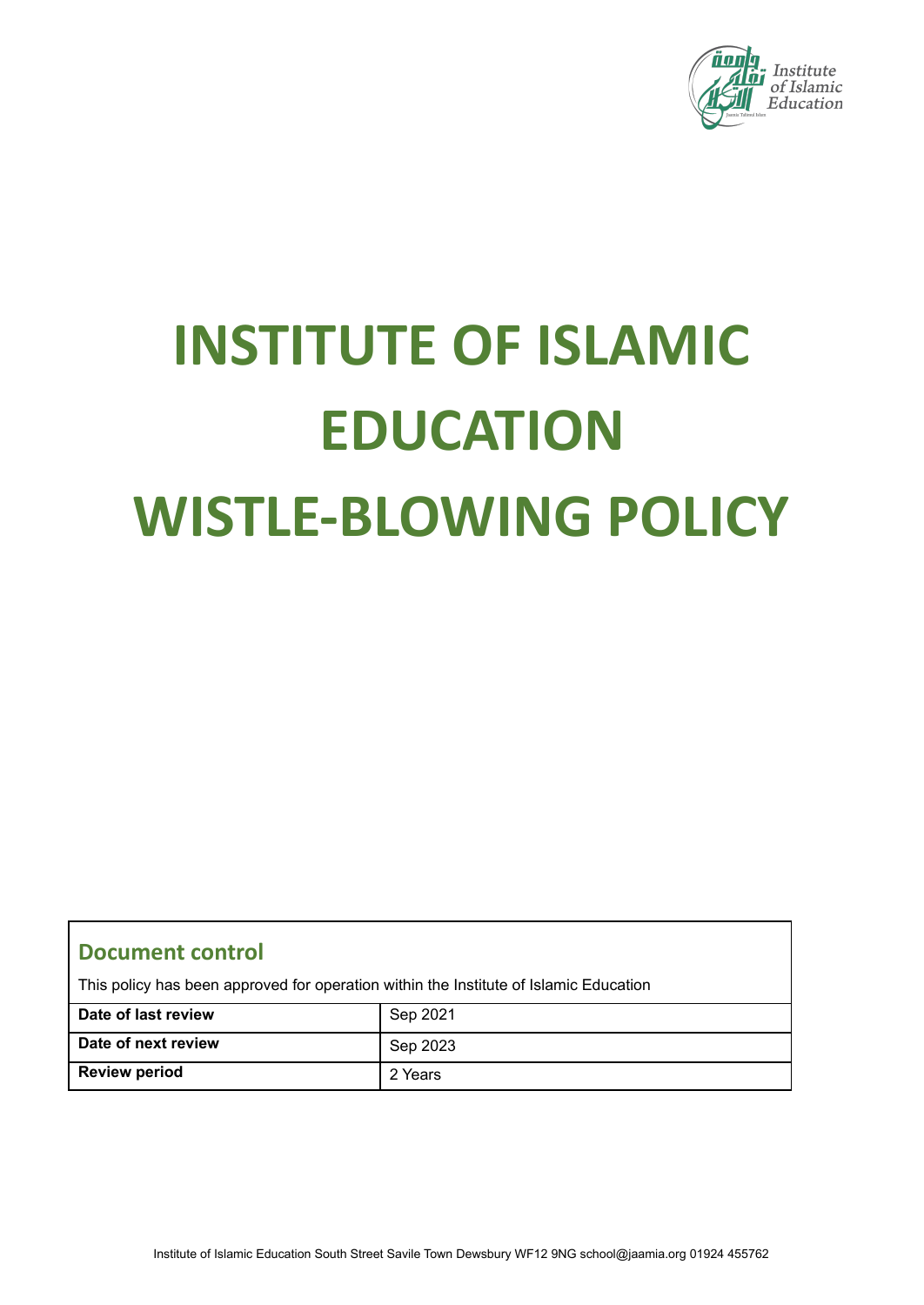# INSTITUTE OF ISLAMIC EDUCATION

# WISTLE-BLOWING POLICY

## Document control

This policy has been approved for operation within the Institute of Islamic Education

| Date of last review | Sep 2021 |
|---|---|
| Date of next review | Sep 2023 |
| Review period | 2 Years |

Institute of Islamic Education South Street Savile Town Dewsbury WF12 9NG school@jaamia.org 01924 455762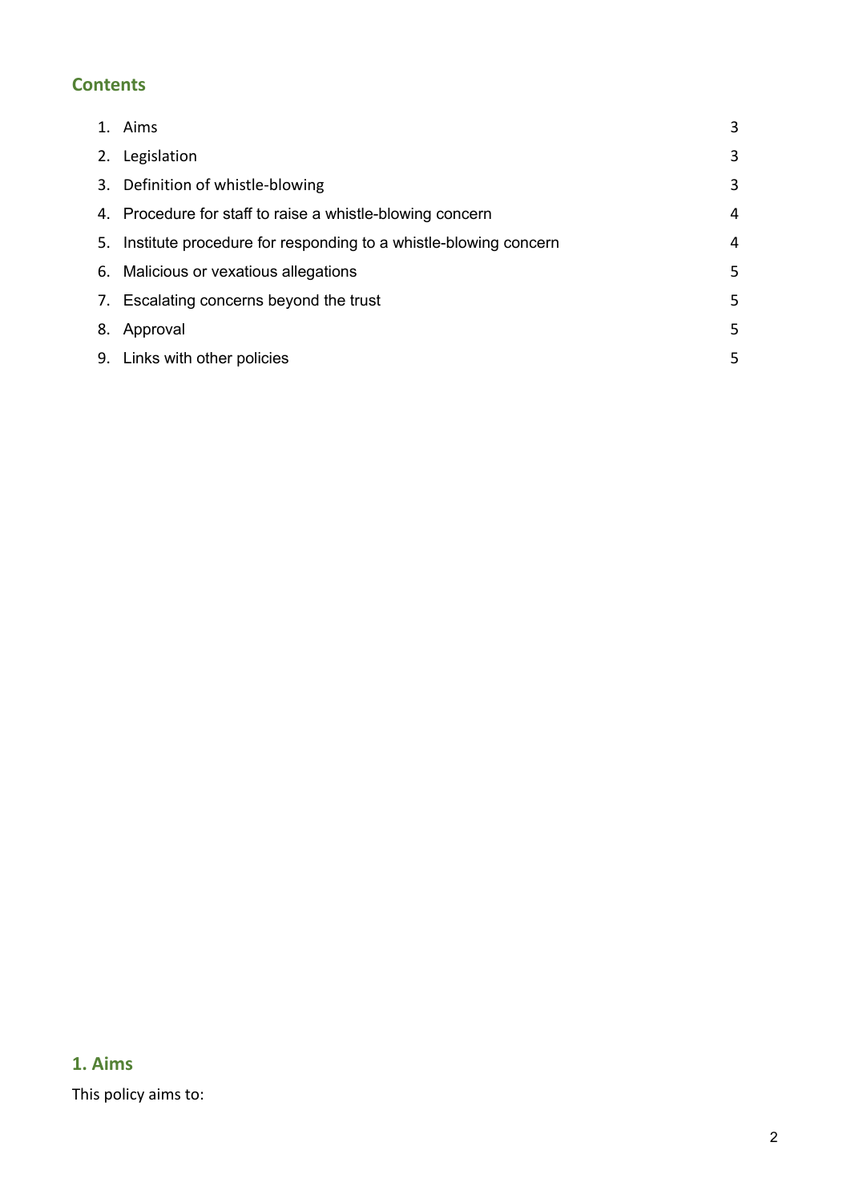## Contents

1. Aims 3
2. Legislation 3
3. Definition of whistle-blowing 3
4. Procedure for staff to raise a whistle-blowing concern 4
5. Institute procedure for responding to a whistle-blowing concern 4
6. Malicious or vexatious allegations 5
7. Escalating concerns beyond the trust 5
8. Approval 5
9. Links with other policies 5

## 1. Aims

This policy aims to: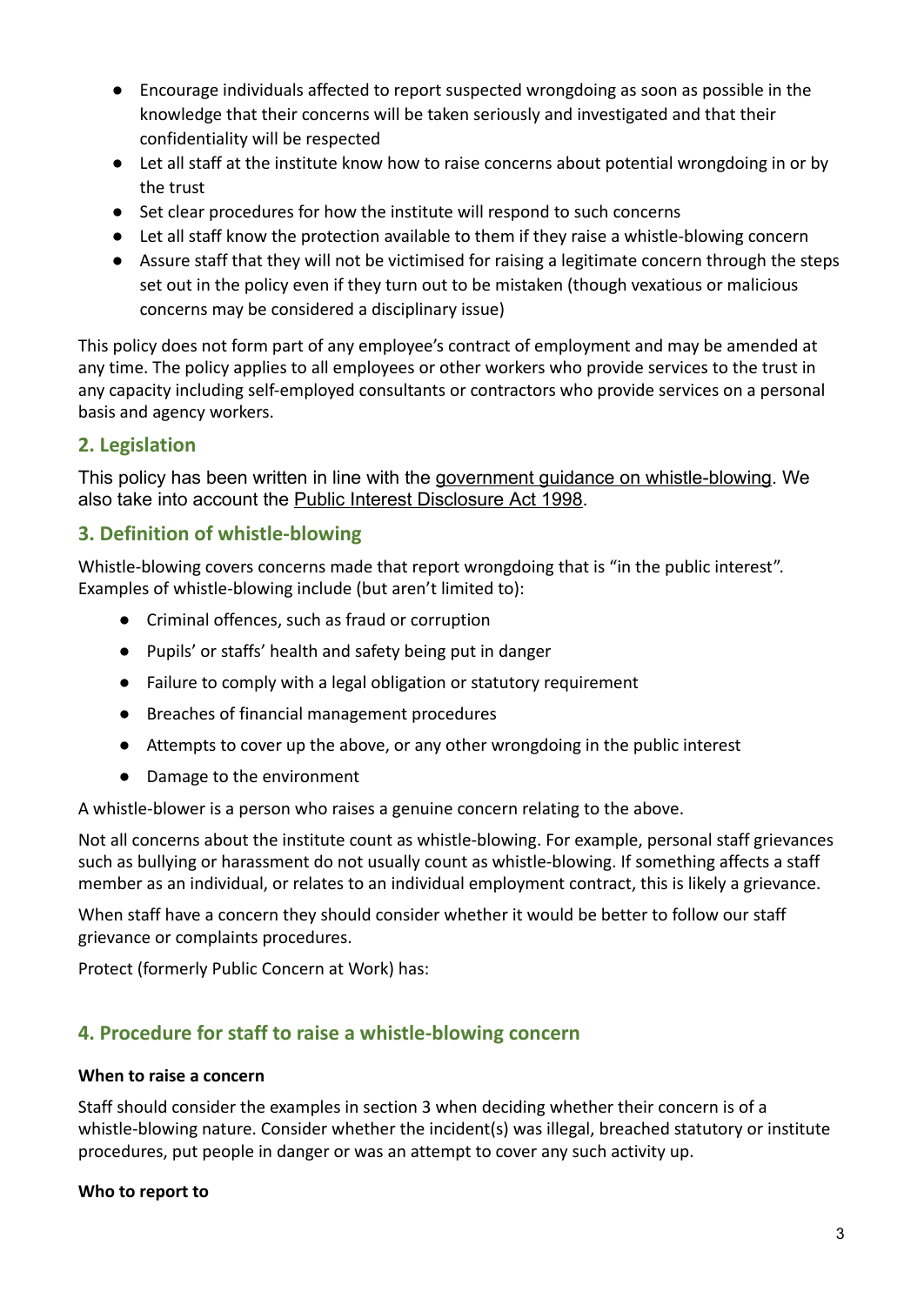- Encourage individuals affected to report suspected wrongdoing as soon as possible in the knowledge that their concerns will be taken seriously and investigated and that their confidentiality will be respected
- Let all staff at the institute know how to raise concerns about potential wrongdoing in or by the trust
- Set clear procedures for how the institute will respond to such concerns
- Let all staff know the protection available to them if they raise a whistle-blowing concern
- Assure staff that they will not be victimised for raising a legitimate concern through the steps set out in the policy even if they turn out to be mistaken (though vexatious or malicious concerns may be considered a disciplinary issue)

This policy does not form part of any employee's contract of employment and may be amended at any time. The policy applies to all employees or other workers who provide services to the trust in any capacity including self-employed consultants or contractors who provide services on a personal basis and agency workers.

## 2. Legislation

This policy has been written in line with the government guidance on whistle-blowing. We also take into account the Public Interest Disclosure Act 1998.

## 3. Definition of whistle-blowing

Whistle-blowing covers concerns made that report wrongdoing that is "in the public interest". Examples of whistle-blowing include (but aren't limited to):

- Criminal offences, such as fraud or corruption
- Pupils' or staffs' health and safety being put in danger
- Failure to comply with a legal obligation or statutory requirement
- Breaches of financial management procedures
- Attempts to cover up the above, or any other wrongdoing in the public interest
- Damage to the environment

A whistle-blower is a person who raises a genuine concern relating to the above.

Not all concerns about the institute count as whistle-blowing. For example, personal staff grievances such as bullying or harassment do not usually count as whistle-blowing. If something affects a staff member as an individual, or relates to an individual employment contract, this is likely a grievance.

When staff have a concern they should consider whether it would be better to follow our staff grievance or complaints procedures.

Protect (formerly Public Concern at Work) has:

## 4. Procedure for staff to raise a whistle-blowing concern

**When to raise a concern**

Staff should consider the examples in section 3 when deciding whether their concern is of a whistle-blowing nature. Consider whether the incident(s) was illegal, breached statutory or institute procedures, put people in danger or was an attempt to cover any such activity up.

**Who to report to**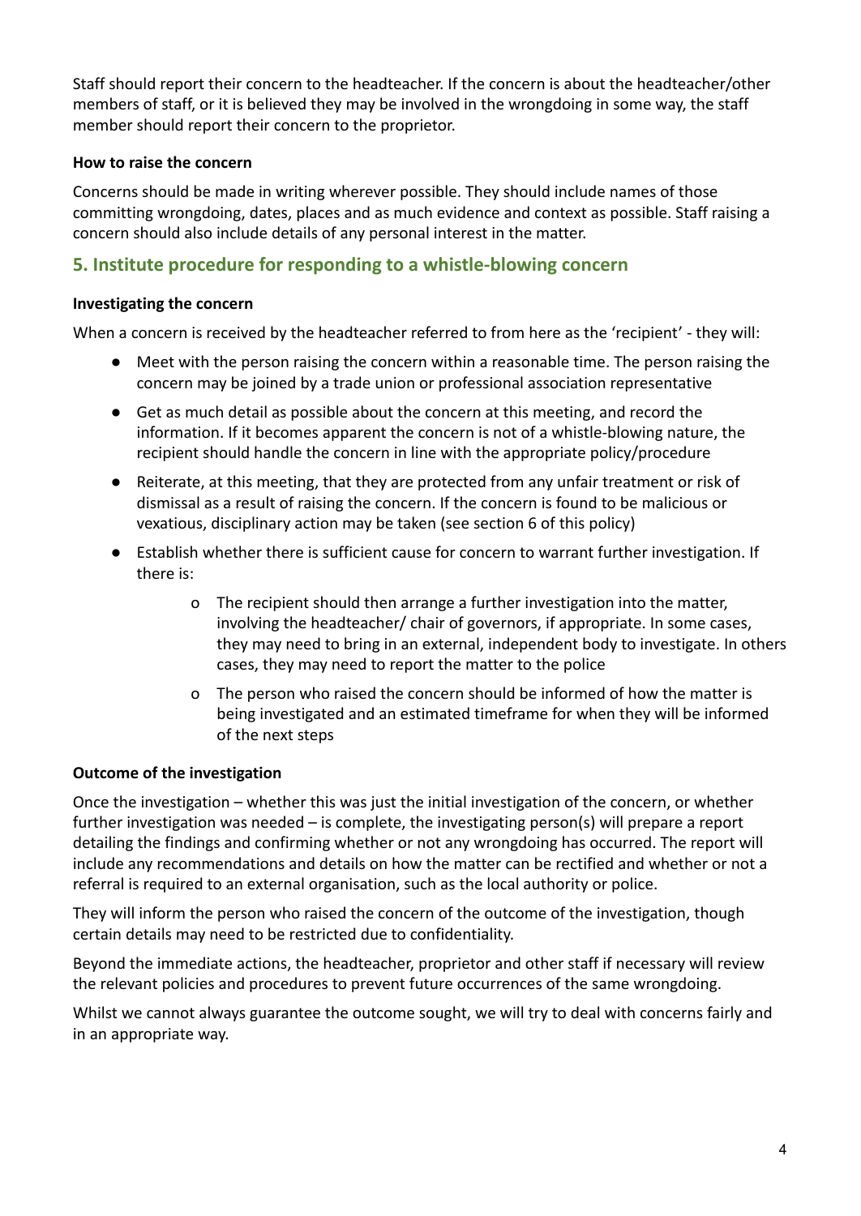Staff should report their concern to the headteacher. If the concern is about the headteacher/other members of staff, or it is believed they may be involved in the wrongdoing in some way, the staff member should report their concern to the proprietor.

**How to raise the concern**

Concerns should be made in writing wherever possible. They should include names of those committing wrongdoing, dates, places and as much evidence and context as possible. Staff raising a concern should also include details of any personal interest in the matter.

## 5. Institute procedure for responding to a whistle-blowing concern

**Investigating the concern**

When a concern is received by the headteacher referred to from here as the 'recipient' - they will:

- Meet with the person raising the concern within a reasonable time. The person raising the concern may be joined by a trade union or professional association representative
- Get as much detail as possible about the concern at this meeting, and record the information. If it becomes apparent the concern is not of a whistle-blowing nature, the recipient should handle the concern in line with the appropriate policy/procedure
- Reiterate, at this meeting, that they are protected from any unfair treatment or risk of dismissal as a result of raising the concern. If the concern is found to be malicious or vexatious, disciplinary action may be taken (see section 6 of this policy)
- Establish whether there is sufficient cause for concern to warrant further investigation. If there is:
    - The recipient should then arrange a further investigation into the matter, involving the headteacher/ chair of governors, if appropriate. In some cases, they may need to bring in an external, independent body to investigate. In others cases, they may need to report the matter to the police
    - The person who raised the concern should be informed of how the matter is being investigated and an estimated timeframe for when they will be informed of the next steps

**Outcome of the investigation**

Once the investigation – whether this was just the initial investigation of the concern, or whether further investigation was needed – is complete, the investigating person(s) will prepare a report detailing the findings and confirming whether or not any wrongdoing has occurred. The report will include any recommendations and details on how the matter can be rectified and whether or not a referral is required to an external organisation, such as the local authority or police.

They will inform the person who raised the concern of the outcome of the investigation, though certain details may need to be restricted due to confidentiality.

Beyond the immediate actions, the headteacher, proprietor and other staff if necessary will review the relevant policies and procedures to prevent future occurrences of the same wrongdoing.

Whilst we cannot always guarantee the outcome sought, we will try to deal with concerns fairly and in an appropriate way.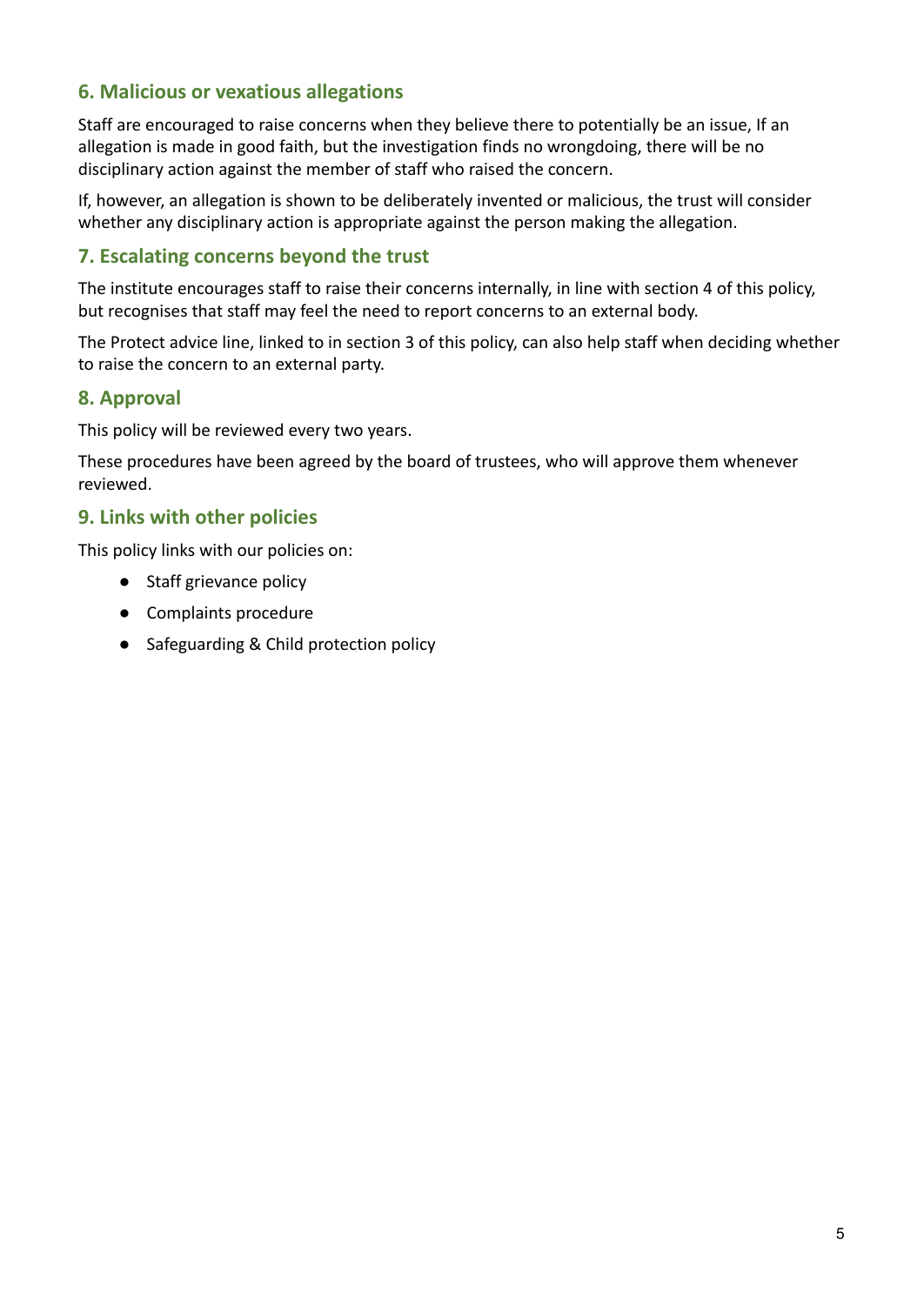## 6. Malicious or vexatious allegations

Staff are encouraged to raise concerns when they believe there to potentially be an issue, If an allegation is made in good faith, but the investigation finds no wrongdoing, there will be no disciplinary action against the member of staff who raised the concern.

If, however, an allegation is shown to be deliberately invented or malicious, the trust will consider whether any disciplinary action is appropriate against the person making the allegation.

## 7. Escalating concerns beyond the trust

The institute encourages staff to raise their concerns internally, in line with section 4 of this policy, but recognises that staff may feel the need to report concerns to an external body.

The Protect advice line, linked to in section 3 of this policy, can also help staff when deciding whether to raise the concern to an external party.

## 8. Approval

This policy will be reviewed every two years.

These procedures have been agreed by the board of trustees, who will approve them whenever reviewed.

## 9. Links with other policies

This policy links with our policies on:

- Staff grievance policy
- Complaints procedure
- Safeguarding & Child protection policy